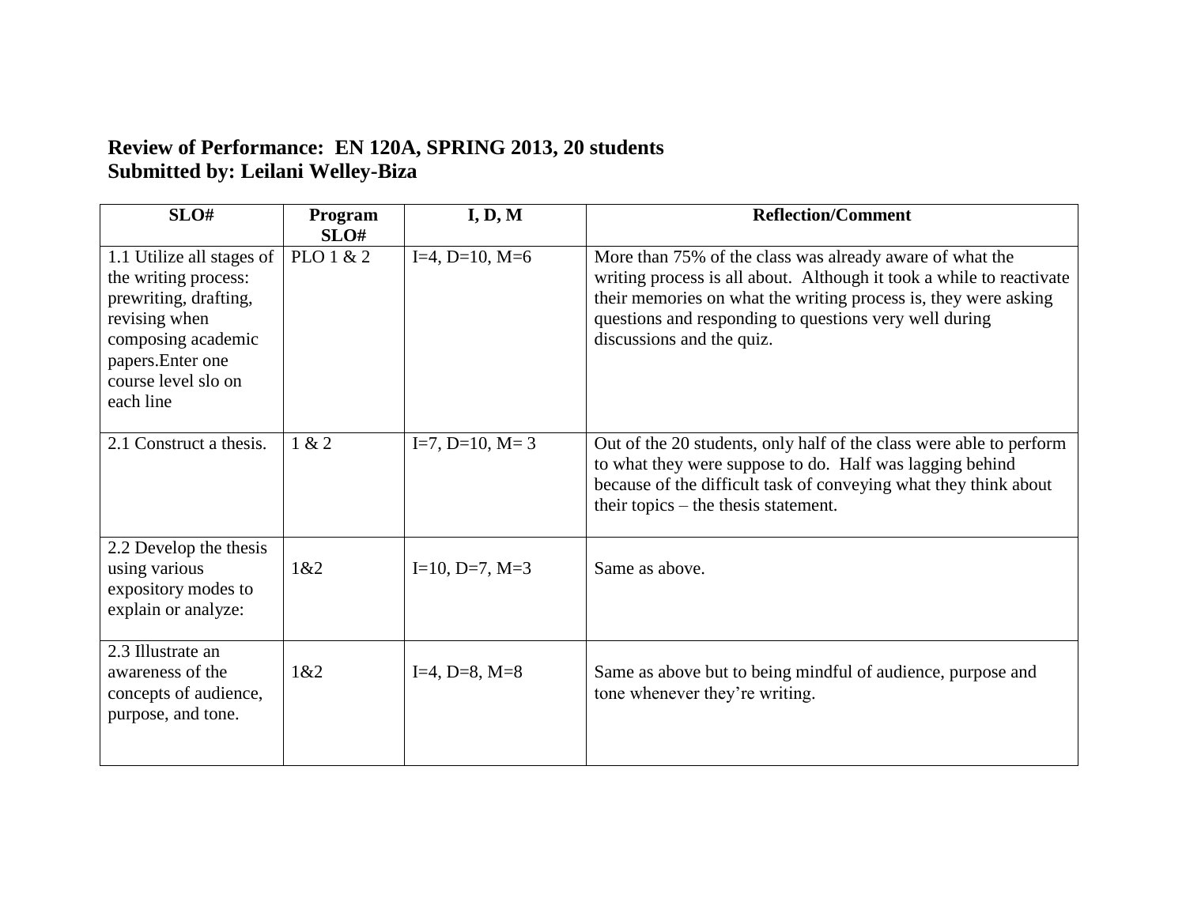**Review of Performance: EN 120A, SPRING 2013, 20 students**
**Submitted by: Leilani Welley-Biza**

| SLO# | Program SLO# | I, D, M | Reflection/Comment |
|---|---|---|---|
| 1.1 Utilize all stages of the writing process: prewriting, drafting, revising when composing academic papers.Enter one course level slo on each line | PLO 1 & 2 | I=4, D=10, M=6 | More than 75% of the class was already aware of what the writing process is all about. Although it took a while to reactivate their memories on what the writing process is, they were asking questions and responding to questions very well during discussions and the quiz. |
| 2.1 Construct a thesis. | 1 & 2 | I=7, D=10, M= 3 | Out of the 20 students, only half of the class were able to perform to what they were suppose to do. Half was lagging behind because of the difficult task of conveying what they think about their topics – the thesis statement. |
| 2.2 Develop the thesis using various expository modes to explain or analyze: | 1&2 | I=10, D=7, M=3 | Same as above. |
| 2.3 Illustrate an awareness of the concepts of audience, purpose, and tone. | 1&2 | I=4, D=8, M=8 | Same as above but to being mindful of audience, purpose and tone whenever they're writing. |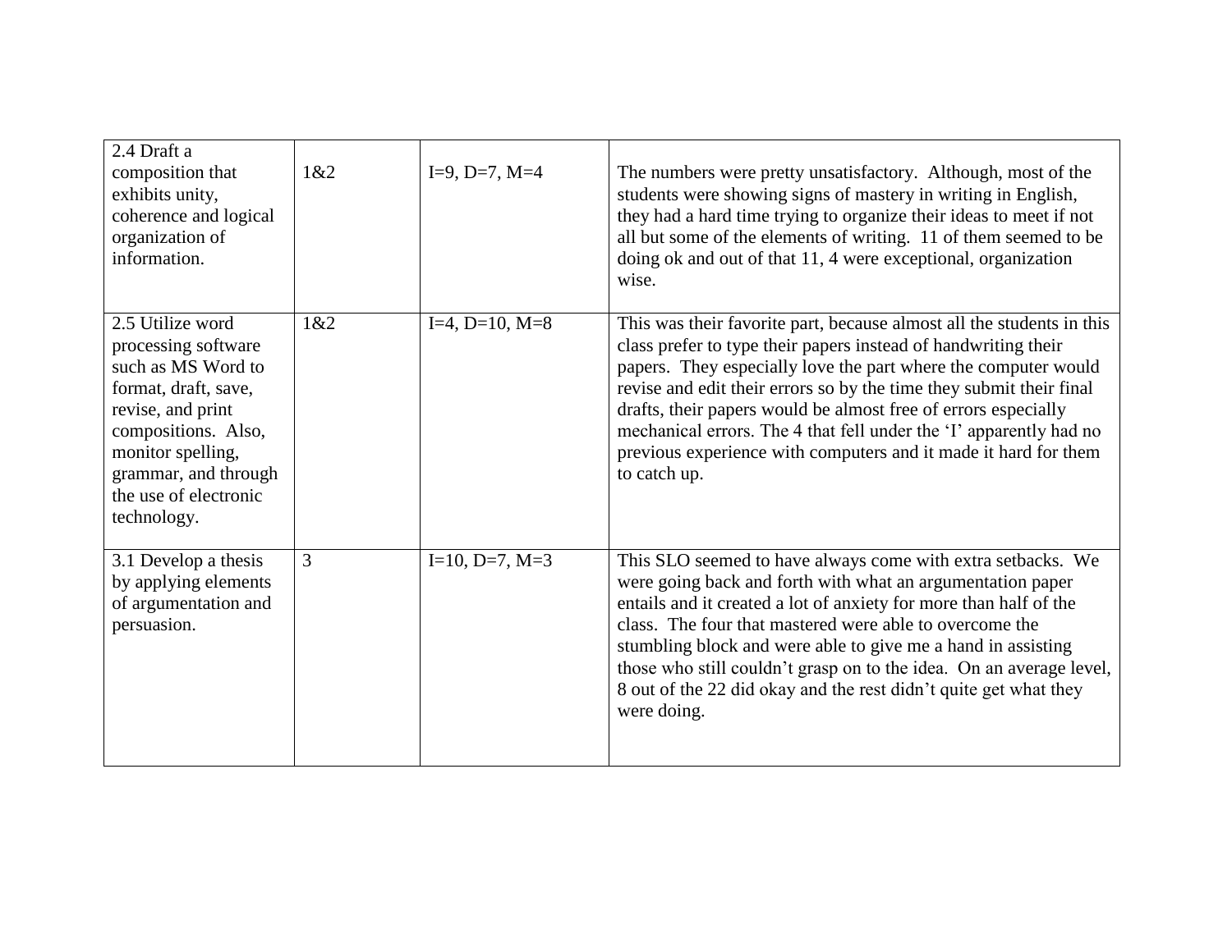| 2.4 Draft a composition that exhibits unity, coherence and logical organization of information. | 1&2 | I=9, D=7, M=4 | The numbers were pretty unsatisfactory. Although, most of the students were showing signs of mastery in writing in English, they had a hard time trying to organize their ideas to meet if not all but some of the elements of writing. 11 of them seemed to be doing ok and out of that 11, 4 were exceptional, organization wise. |
|---|---|---|---|
| 2.5 Utilize word processing software such as MS Word to format, draft, save, revise, and print compositions. Also, monitor spelling, grammar, and through the use of electronic technology. | 1&2 | I=4, D=10, M=8 | This was their favorite part, because almost all the students in this class prefer to type their papers instead of handwriting their papers. They especially love the part where the computer would revise and edit their errors so by the time they submit their final drafts, their papers would be almost free of errors especially mechanical errors. The 4 that fell under the 'I' apparently had no previous experience with computers and it made it hard for them to catch up. |
| 3.1 Develop a thesis by applying elements of argumentation and persuasion. | 3 | I=10, D=7, M=3 | This SLO seemed to have always come with extra setbacks. We were going back and forth with what an argumentation paper entails and it created a lot of anxiety for more than half of the class. The four that mastered were able to overcome the stumbling block and were able to give me a hand in assisting those who still couldn't grasp on to the idea. On an average level, 8 out of the 22 did okay and the rest didn't quite get what they were doing. |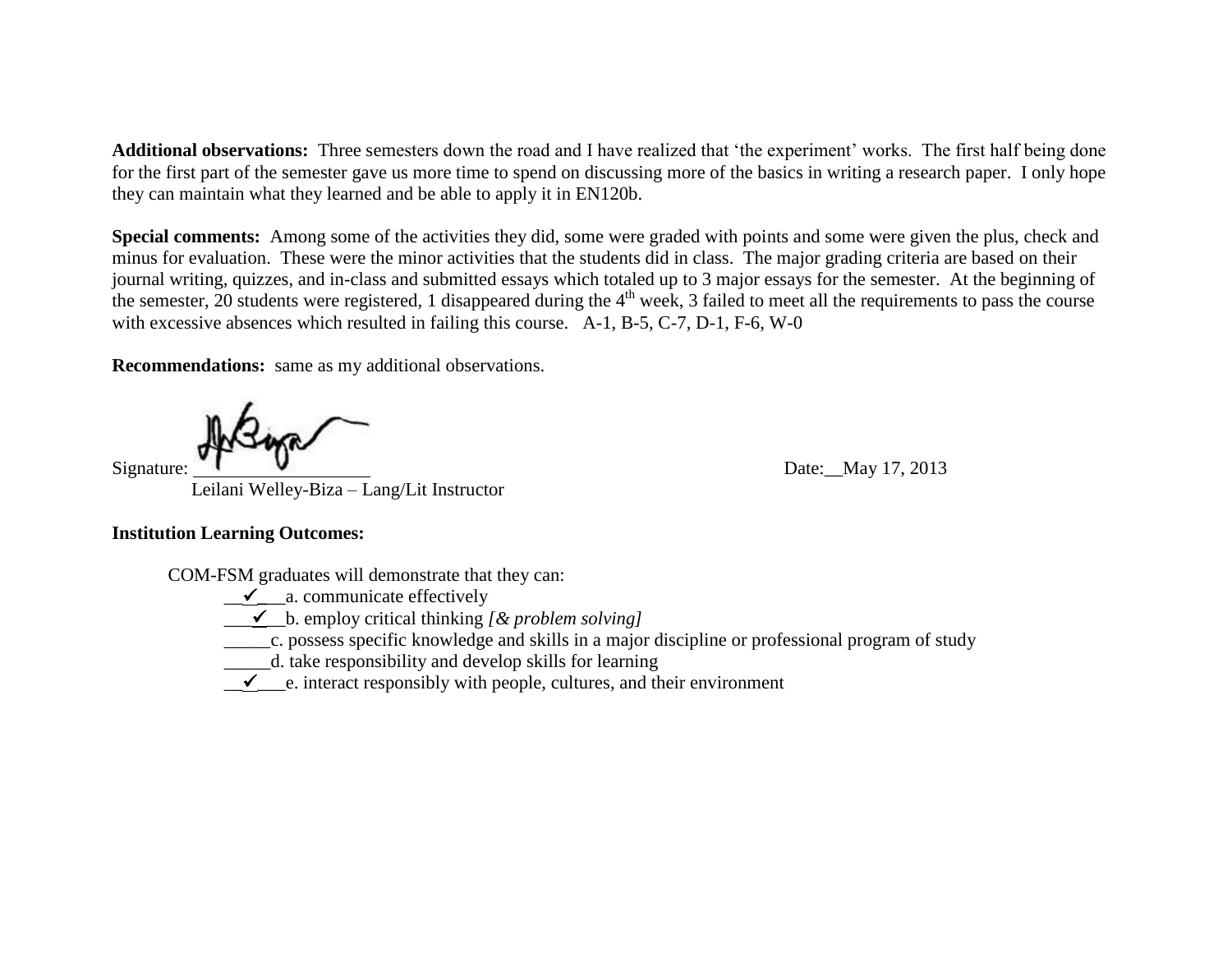**Additional observations:** Three semesters down the road and I have realized that 'the experiment' works. The first half being done for the first part of the semester gave us more time to spend on discussing more of the basics in writing a research paper. I only hope they can maintain what they learned and be able to apply it in EN120b.

**Special comments:** Among some of the activities they did, some were graded with points and some were given the plus, check and minus for evaluation. These were the minor activities that the students did in class. The major grading criteria are based on their journal writing, quizzes, and in-class and submitted essays which totaled up to 3 major essays for the semester. At the beginning of the semester, 20 students were registered, 1 disappeared during the 4th week, 3 failed to meet all the requirements to pass the course with excessive absences which resulted in failing this course. A-1, B-5, C-7, D-1, F-6, W-0

**Recommendations:** same as my additional observations.

Signature: ___________________ Date:__May 17, 2013

Leilani Welley-Biza – Lang/Lit Instructor

**Institution Learning Outcomes:**

COM-FSM graduates will demonstrate that they can:

- __✓___a. communicate effectively
- ___✓__b. employ critical thinking *[& problem solving]*
- _____c. possess specific knowledge and skills in a major discipline or professional program of study
- _____d. take responsibility and develop skills for learning
- __✓___e. interact responsibly with people, cultures, and their environment